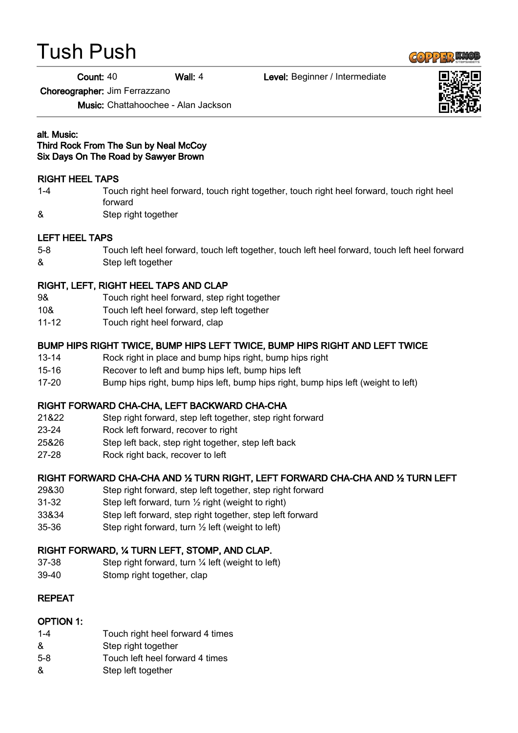# Tush Push

**Count:** 40 **Wall:** 4 **Level:** Beginner / Intermediate

**Choreographer:** Jim Ferrazzano

**Music:** Chattahoochee - Alan Jackson

**alt. Music:**
**Third Rock From The Sun by Neal McCoy**
**Six Days On The Road by Sawyer Brown**

**RIGHT HEEL TAPS**

| | |
|---|---|
| 1-4 | Touch right heel forward, touch right together, touch right heel forward, touch right heel forward |
| & | Step right together |

**LEFT HEEL TAPS**

| | |
|---|---|
| 5-8 | Touch left heel forward, touch left together, touch left heel forward, touch left heel forward |
| & | Step left together |

**RIGHT, LEFT, RIGHT HEEL TAPS AND CLAP**

| | |
|---|---|
| 9& | Touch right heel forward, step right together |
| 10& | Touch left heel forward, step left together |
| 11-12 | Touch right heel forward, clap |

**BUMP HIPS RIGHT TWICE, BUMP HIPS LEFT TWICE, BUMP HIPS RIGHT AND LEFT TWICE**

| | |
|---|---|
| 13-14 | Rock right in place and bump hips right, bump hips right |
| 15-16 | Recover to left and bump hips left, bump hips left |
| 17-20 | Bump hips right, bump hips left, bump hips right, bump hips left (weight to left) |

**RIGHT FORWARD CHA-CHA, LEFT BACKWARD CHA-CHA**

| | |
|---|---|
| 21&22 | Step right forward, step left together, step right forward |
| 23-24 | Rock left forward, recover to right |
| 25&26 | Step left back, step right together, step left back |
| 27-28 | Rock right back, recover to left |

**RIGHT FORWARD CHA-CHA AND ½ TURN RIGHT, LEFT FORWARD CHA-CHA AND ½ TURN LEFT**

| | |
|---|---|
| 29&30 | Step right forward, step left together, step right forward |
| 31-32 | Step left forward, turn ½ right (weight to right) |
| 33&34 | Step left forward, step right together, step left forward |
| 35-36 | Step right forward, turn ½ left (weight to left) |

**RIGHT FORWARD, ¼ TURN LEFT, STOMP, AND CLAP.**

| | |
|---|---|
| 37-38 | Step right forward, turn ¼ left (weight to left) |
| 39-40 | Stomp right together, clap |

**REPEAT**

**OPTION 1:**

| | |
|---|---|
| 1-4 | Touch right heel forward 4 times |
| & | Step right together |
| 5-8 | Touch left heel forward 4 times |
| & | Step left together |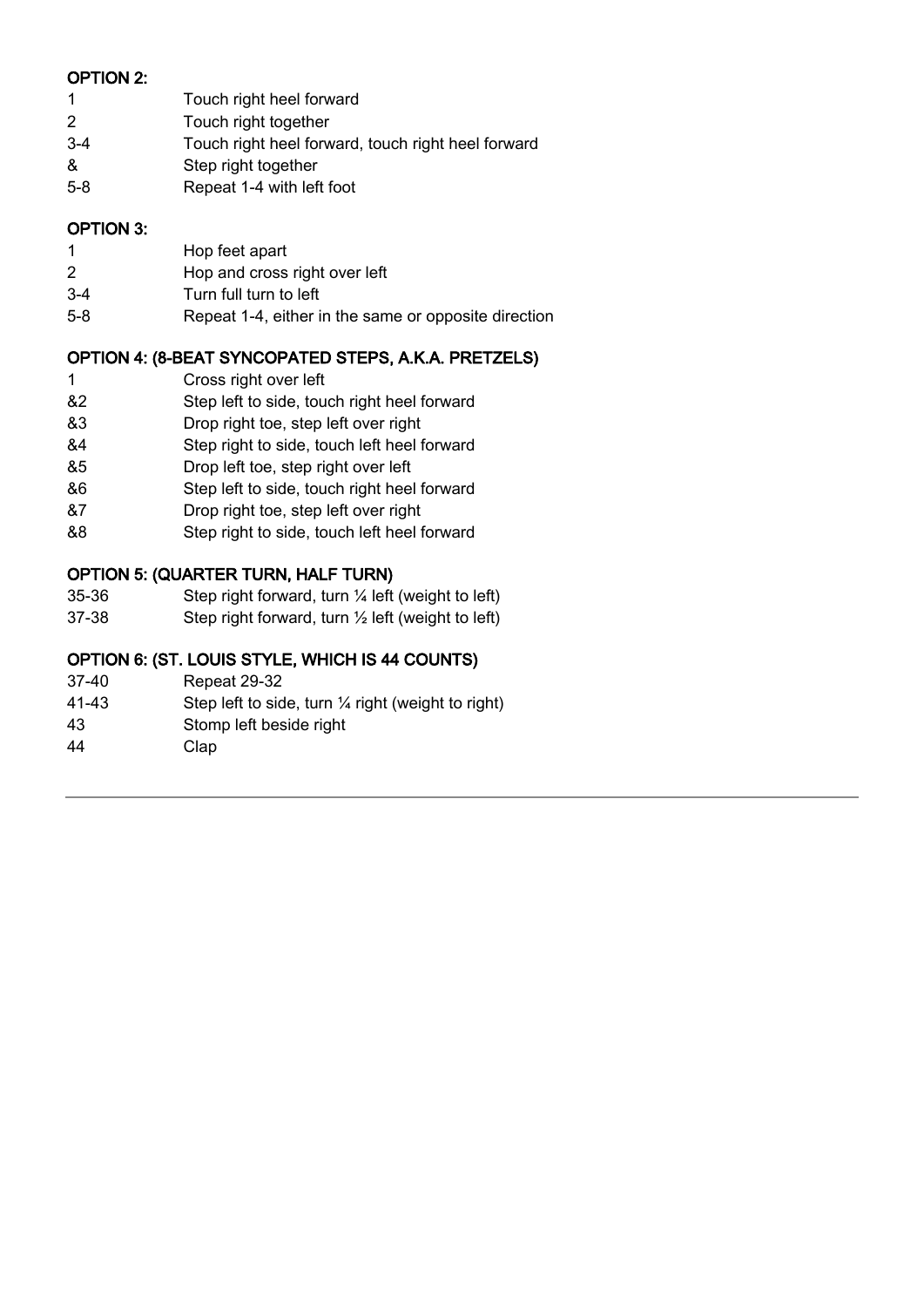**OPTION 2:**

| | |
|---|---|
| 1 | Touch right heel forward |
| 2 | Touch right together |
| 3-4 | Touch right heel forward, touch right heel forward |
| & | Step right together |
| 5-8 | Repeat 1-4 with left foot |

**OPTION 3:**

| | |
|---|---|
| 1 | Hop feet apart |
| 2 | Hop and cross right over left |
| 3-4 | Turn full turn to left |
| 5-8 | Repeat 1-4, either in the same or opposite direction |

**OPTION 4: (8-BEAT SYNCOPATED STEPS, A.K.A. PRETZELS)**

| | |
|---|---|
| 1 | Cross right over left |
| &2 | Step left to side, touch right heel forward |
| &3 | Drop right toe, step left over right |
| &4 | Step right to side, touch left heel forward |
| &5 | Drop left toe, step right over left |
| &6 | Step left to side, touch right heel forward |
| &7 | Drop right toe, step left over right |
| &8 | Step right to side, touch left heel forward |

**OPTION 5: (QUARTER TURN, HALF TURN)**

| | |
|---|---|
| 35-36 | Step right forward, turn ¼ left (weight to left) |
| 37-38 | Step right forward, turn ½ left (weight to left) |

**OPTION 6: (ST. LOUIS STYLE, WHICH IS 44 COUNTS)**

| | |
|---|---|
| 37-40 | Repeat 29-32 |
| 41-43 | Step left to side, turn ¼ right (weight to right) |
| 43 | Stomp left beside right |
| 44 | Clap |

---